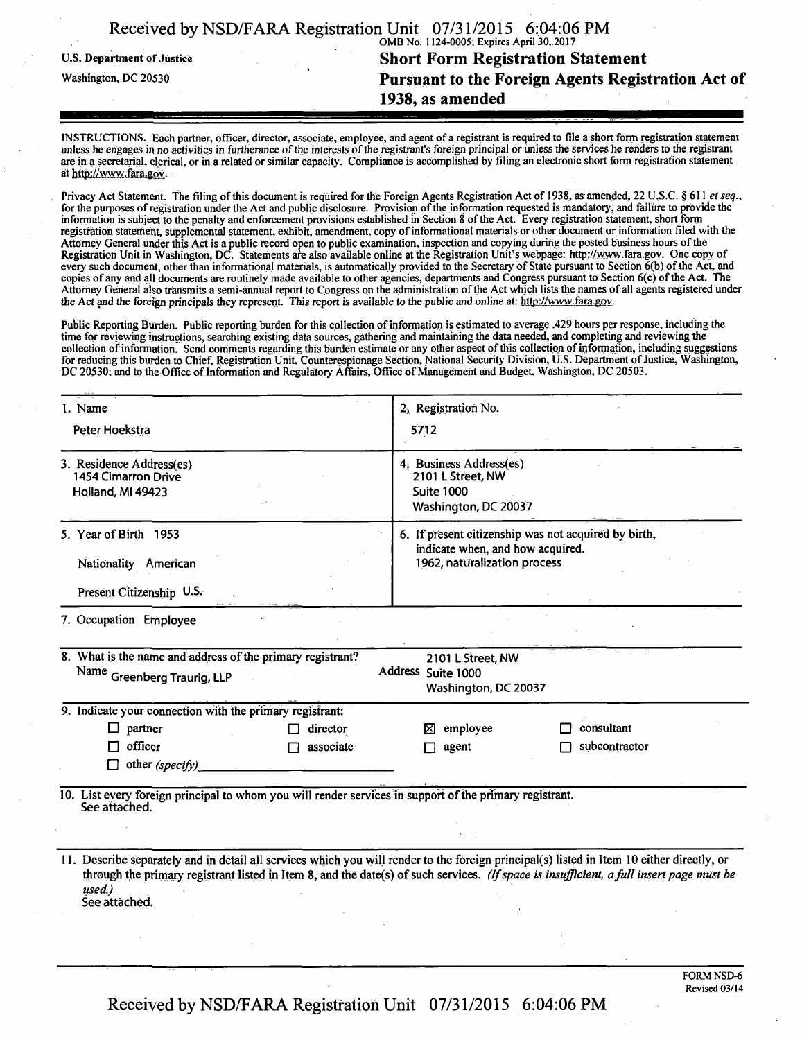U.S. Department of Justice

Washington, DC 20530

OMB No. 1124-0005; Expires April 30, 2017

# Short Form Registration Statement Pursuant to the Foreign Agents Registration Act of 1938, as amended

INSTRUCTIONS. Each partner, officer, director, associate, employee, and agent of a registrant is required to file a short form registration statement unless he engages in no activities in furtherance of the interests of the registrant's foreign principal or unless the services he renders to the registrant are in a secretarial, clerical, or in a related or similar capacity. Compliance is accomplished by filing an electronic short form registration statement at http://www.fara.gov.

Privacy Act Statement. The filing of this document is required for the Foreign Agents Registration Act of 1938, as amended, 22 U.S.C. § 611 *et seq.*, for the purposes of registration under the Act and public disclosure. Provision of the information requested is mandatory, and failure to provide the information is subject to the penalty and enforcement provisions established in Section 8 of the Act. Every registration statement, short form registration statement, supplemental statement, exhibit, amendment, copy of informational materials or other document or information filed with the Attorney General under this Act is a public record open to public examination, inspection and copying during the posted business hours of the Registration Unit in Washington, DC. Statements are also available online at the Registration Unit's webpage: http://www.fara.gov. One copy of every such document, other than informational materials, is automatically provided to the Secretary of State pursuant to Section 6(b) of the Act, and copies of any and all documents are routinely made available to other agencies, departments and Congress pursuant to Section 6(c) of the Act. The Attorney General also transmits a semi-annual report to Congress on the administration of the Act which lists the names of all agents registered under the Act and the foreign principals they represent. This report is available to the public and online at: http://www.fara.gov.

Public Reporting Burden. Public reporting burden for this collection of information is estimated to average .429 hours per response, including the time for reviewing instructions, searching existing data sources, gathering and maintaining the data needed, and completing and reviewing the collection of information. Send comments regarding this burden estimate or any other aspect of this collection of information, including suggestions for reducing this burden to Chief, Registration Unit, Counterespionage Section, National Security Division, U.S. Department of Justice, Washington, DC 20530; and to the Office of Information and Regulatory Affairs, Office of Management and Budget, Washington, DC 20503.

| | |
|---|---|
| 1. Name<br>Peter Hoekstra | 2. Registration No.<br>5712 |
| 3. Residence Address(es)<br>1454 Cimarron Drive<br>Holland, MI 49423 | 4. Business Address(es)<br>2101 L Street, NW<br>Suite 1000<br>Washington, DC 20037 |
| 5. Year of Birth 1953<br>Nationality American<br>Present Citizenship U.S. | 6. If present citizenship was not acquired by birth, indicate when, and how acquired.<br>1962, naturalization process |

7. Occupation Employee

8. What is the name and address of the primary registrant?

Name Greenberg Traurig, LLP

Address 2101 L Street, NW, Suite 1000, Washington, DC 20037

9. Indicate your connection with the primary registrant:

- ☐ partner
- ☐ director
- ☒ employee
- ☐ consultant
- ☐ officer
- ☐ associate
- ☐ agent
- ☐ subcontractor
- ☐ other *(specify)* ______

10. List every foreign principal to whom you will render services in support of the primary registrant.
See attached.

11. Describe separately and in detail all services which you will render to the foreign principal(s) listed in Item 10 either directly, or through the primary registrant listed in Item 8, and the date(s) of such services. *(If space is insufficient, a full insert page must be used.)*
See attached.

FORM NSD-6
Revised 03/14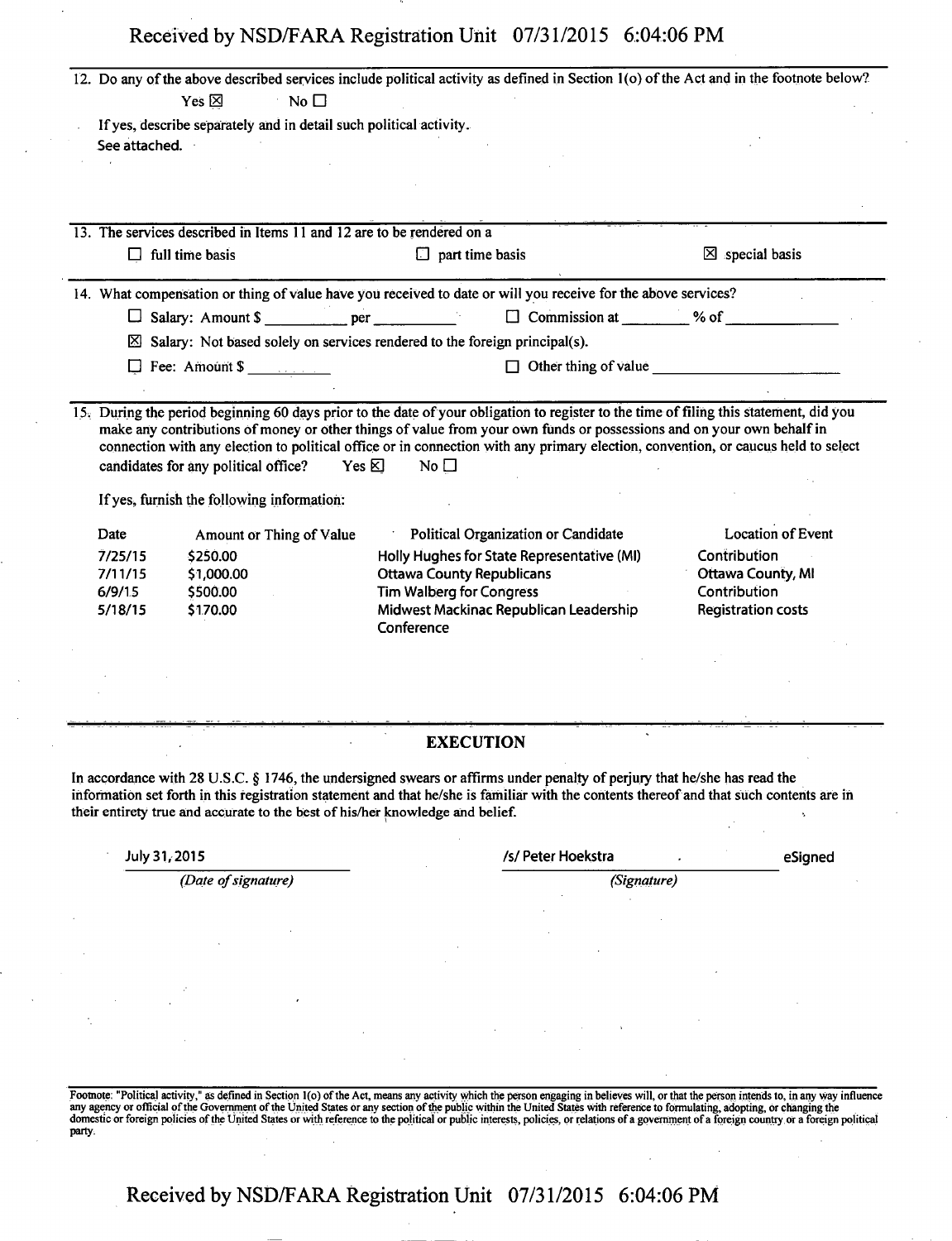12. Do any of the above described services include political activity as defined in Section 1(o) of the Act and in the footnote below?

Yes ☒ No ☐

If yes, describe separately and in detail such political activity.

See attached.

13. The services described in Items 11 and 12 are to be rendered on a

☐ full time basis ☐ part time basis ☒ special basis

14. What compensation or thing of value have you received to date or will you receive for the above services?

☐ Salary: Amount $ __________ per __________ ☐ Commission at ________ % of ______________

☒ Salary: Not based solely on services rendered to the foreign principal(s).

☐ Fee: Amount $ __________ ☐ Other thing of value ______________________

15. During the period beginning 60 days prior to the date of your obligation to register to the time of filing this statement, did you make any contributions of money or other things of value from your own funds or possessions and on your own behalf in connection with any election to political office or in connection with any primary election, convention, or caucus held to select candidates for any political office? Yes ☒ No ☐

If yes, furnish the following information:

| Date | Amount or Thing of Value | Political Organization or Candidate | Location of Event |
|---|---|---|---|
| 7/25/15 | $250.00 | Holly Hughes for State Representative (MI) | Contribution |
| 7/11/15 | $1,000.00 | Ottawa County Republicans | Ottawa County, MI |
| 6/9/15 | $500.00 | Tim Walberg for Congress | Contribution |
| 5/18/15 | $170.00 | Midwest Mackinac Republican Leadership Conference | Registration costs |

## EXECUTION

In accordance with 28 U.S.C. § 1746, the undersigned swears or affirms under penalty of perjury that he/she has read the information set forth in this registration statement and that he/she is familiar with the contents thereof and that such contents are in their entirety true and accurate to the best of his/her knowledge and belief.

July 31, 2015 — *(Date of signature)*

/s/ Peter Hoekstra eSigned — *(Signature)*

Footnote: "Political activity," as defined in Section 1(o) of the Act, means any activity which the person engaging in believes will, or that the person intends to, in any way influence any agency or official of the Government of the United States or any section of the public within the United States with reference to formulating, adopting, or changing the domestic or foreign policies of the United States or with reference to the political or public interests, policies, or relations of a government of a foreign country or a foreign political party.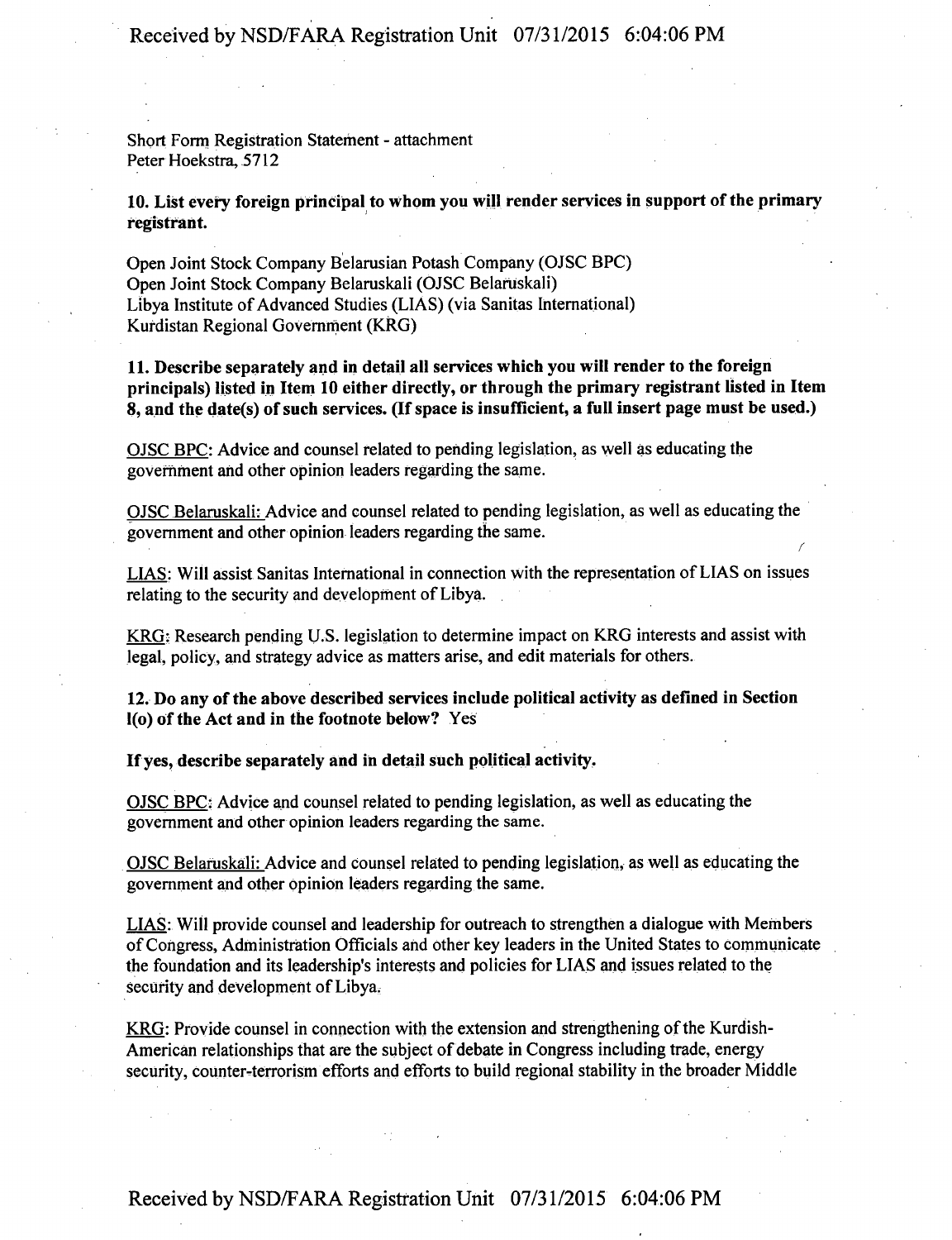Short Form Registration Statement - attachment
Peter Hoekstra, 5712

**10. List every foreign principal to whom you will render services in support of the primary registrant.**

Open Joint Stock Company Belarusian Potash Company (OJSC BPC)
Open Joint Stock Company Belaruskali (OJSC Belaruskali)
Libya Institute of Advanced Studies (LIAS) (via Sanitas International)
Kurdistan Regional Government (KRG)

**11. Describe separately and in detail all services which you will render to the foreign principals) listed in Item 10 either directly, or through the primary registrant listed in Item 8, and the date(s) of such services. (If space is insufficient, a full insert page must be used.)**

OJSC BPC: Advice and counsel related to pending legislation, as well as educating the government and other opinion leaders regarding the same.

OJSC Belaruskali: Advice and counsel related to pending legislation, as well as educating the government and other opinion leaders regarding the same.

LIAS: Will assist Sanitas International in connection with the representation of LIAS on issues relating to the security and development of Libya.

KRG: Research pending U.S. legislation to determine impact on KRG interests and assist with legal, policy, and strategy advice as matters arise, and edit materials for others.

**12. Do any of the above described services include political activity as defined in Section 1(o) of the Act and in the footnote below?** Yes

**If yes, describe separately and in detail such political activity.**

OJSC BPC: Advice and counsel related to pending legislation, as well as educating the government and other opinion leaders regarding the same.

OJSC Belaruskali: Advice and counsel related to pending legislation, as well as educating the government and other opinion leaders regarding the same.

LIAS: Will provide counsel and leadership for outreach to strengthen a dialogue with Members of Congress, Administration Officials and other key leaders in the United States to communicate the foundation and its leadership's interests and policies for LIAS and issues related to the security and development of Libya.

KRG: Provide counsel in connection with the extension and strengthening of the Kurdish-American relationships that are the subject of debate in Congress including trade, energy security, counter-terrorism efforts and efforts to build regional stability in the broader Middle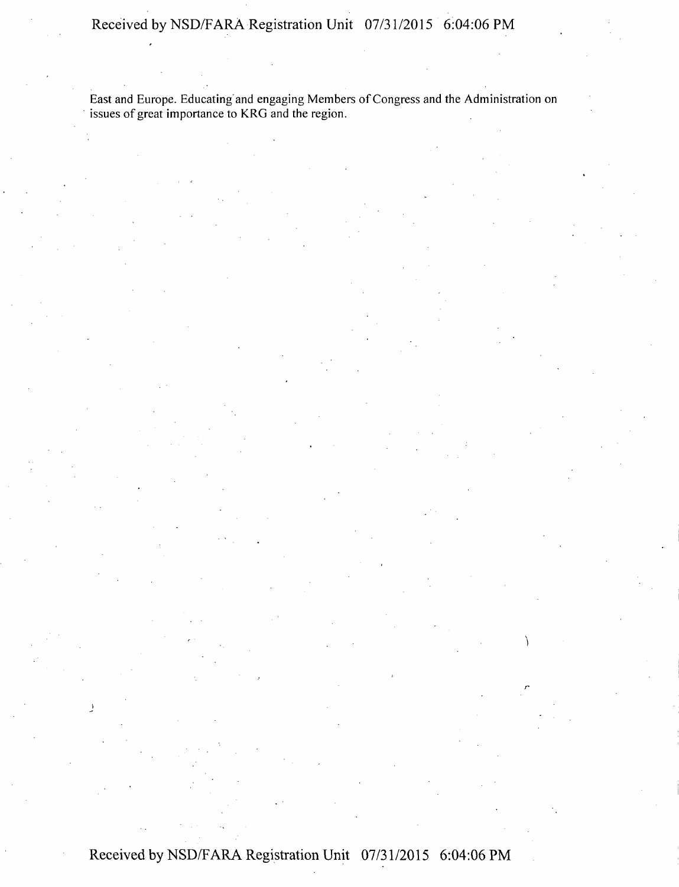East and Europe. Educating and engaging Members of Congress and the Administration on issues of great importance to KRG and the region.